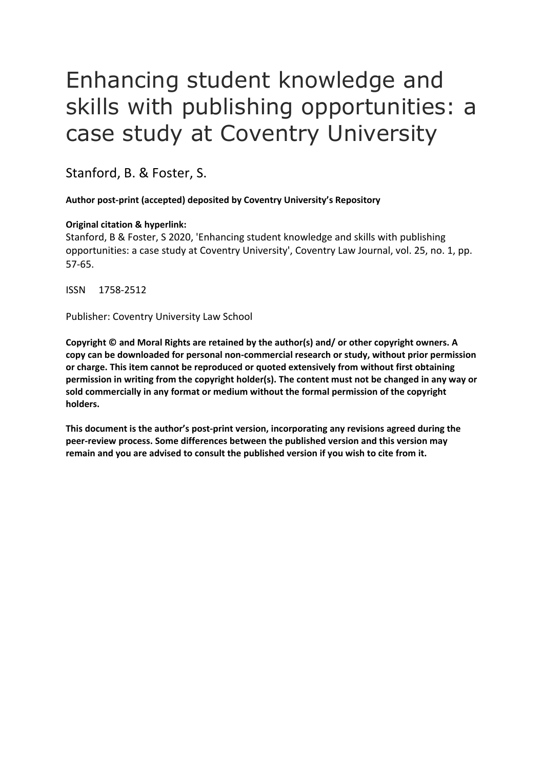# Enhancing student knowledge and skills with publishing opportunities: a case study at Coventry University

Stanford, B. & Foster, S.

**Author post-print (accepted) deposited by Coventry University's Repository**

**Original citation & hyperlink:**
Stanford, B & Foster, S 2020, 'Enhancing student knowledge and skills with publishing opportunities: a case study at Coventry University', Coventry Law Journal, vol. 25, no. 1, pp. 57-65.

ISSN 1758-2512

Publisher: Coventry University Law School

**Copyright © and Moral Rights are retained by the author(s) and/ or other copyright owners. A copy can be downloaded for personal non-commercial research or study, without prior permission or charge. This item cannot be reproduced or quoted extensively from without first obtaining permission in writing from the copyright holder(s). The content must not be changed in any way or sold commercially in any format or medium without the formal permission of the copyright holders.**

**This document is the author's post-print version, incorporating any revisions agreed during the peer-review process. Some differences between the published version and this version may remain and you are advised to consult the published version if you wish to cite from it.**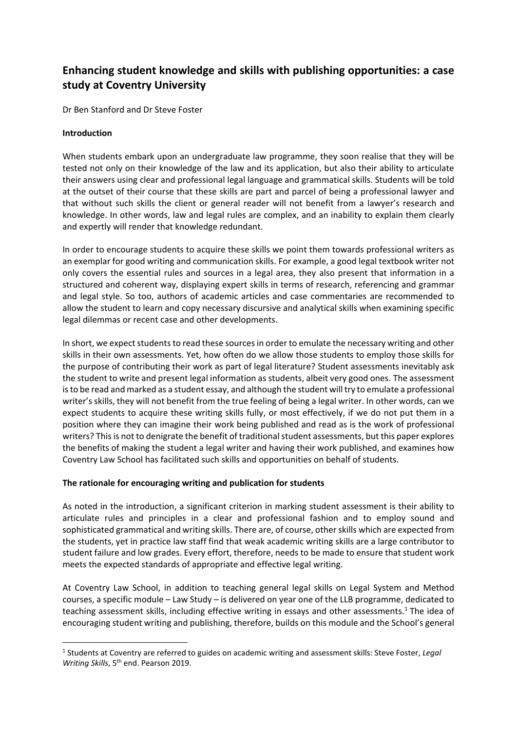## Enhancing student knowledge and skills with publishing opportunities: a case study at Coventry University

Dr Ben Stanford and Dr Steve Foster

### Introduction

When students embark upon an undergraduate law programme, they soon realise that they will be tested not only on their knowledge of the law and its application, but also their ability to articulate their answers using clear and professional legal language and grammatical skills. Students will be told at the outset of their course that these skills are part and parcel of being a professional lawyer and that without such skills the client or general reader will not benefit from a lawyer's research and knowledge. In other words, law and legal rules are complex, and an inability to explain them clearly and expertly will render that knowledge redundant.

In order to encourage students to acquire these skills we point them towards professional writers as an exemplar for good writing and communication skills. For example, a good legal textbook writer not only covers the essential rules and sources in a legal area, they also present that information in a structured and coherent way, displaying expert skills in terms of research, referencing and grammar and legal style. So too, authors of academic articles and case commentaries are recommended to allow the student to learn and copy necessary discursive and analytical skills when examining specific legal dilemmas or recent case and other developments.

In short, we expect students to read these sources in order to emulate the necessary writing and other skills in their own assessments. Yet, how often do we allow those students to employ those skills for the purpose of contributing their work as part of legal literature? Student assessments inevitably ask the student to write and present legal information as students, albeit very good ones. The assessment is to be read and marked as a student essay, and although the student will try to emulate a professional writer's skills, they will not benefit from the true feeling of being a legal writer. In other words, can we expect students to acquire these writing skills fully, or most effectively, if we do not put them in a position where they can imagine their work being published and read as is the work of professional writers? This is not to denigrate the benefit of traditional student assessments, but this paper explores the benefits of making the student a legal writer and having their work published, and examines how Coventry Law School has facilitated such skills and opportunities on behalf of students.

### The rationale for encouraging writing and publication for students

As noted in the introduction, a significant criterion in marking student assessment is their ability to articulate rules and principles in a clear and professional fashion and to employ sound and sophisticated grammatical and writing skills. There are, of course, other skills which are expected from the students, yet in practice law staff find that weak academic writing skills are a large contributor to student failure and low grades. Every effort, therefore, needs to be made to ensure that student work meets the expected standards of appropriate and effective legal writing.

At Coventry Law School, in addition to teaching general legal skills on Legal System and Method courses, a specific module – Law Study – is delivered on year one of the LLB programme, dedicated to teaching assessment skills, including effective writing in essays and other assessments.[1] The idea of encouraging student writing and publishing, therefore, builds on this module and the School's general

[1] Students at Coventry are referred to guides on academic writing and assessment skills: Steve Foster, *Legal Writing Skills*, 5th end. Pearson 2019.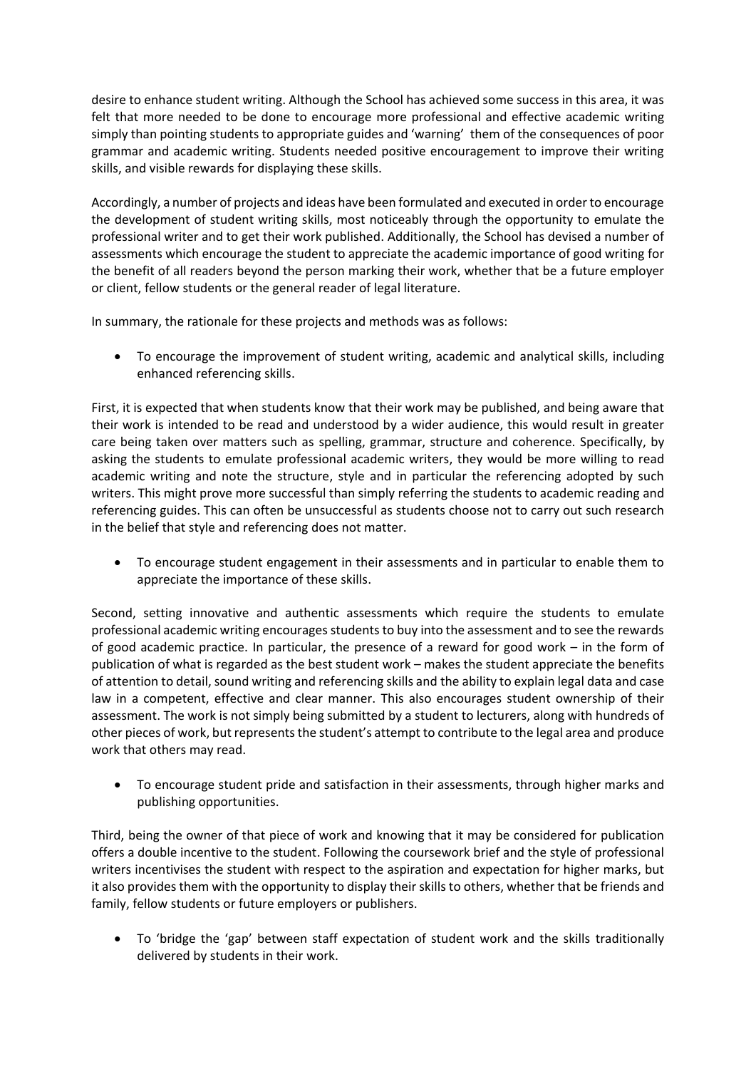desire to enhance student writing. Although the School has achieved some success in this area, it was felt that more needed to be done to encourage more professional and effective academic writing simply than pointing students to appropriate guides and 'warning' them of the consequences of poor grammar and academic writing. Students needed positive encouragement to improve their writing skills, and visible rewards for displaying these skills.

Accordingly, a number of projects and ideas have been formulated and executed in order to encourage the development of student writing skills, most noticeably through the opportunity to emulate the professional writer and to get their work published. Additionally, the School has devised a number of assessments which encourage the student to appreciate the academic importance of good writing for the benefit of all readers beyond the person marking their work, whether that be a future employer or client, fellow students or the general reader of legal literature.

In summary, the rationale for these projects and methods was as follows:

- To encourage the improvement of student writing, academic and analytical skills, including enhanced referencing skills.

First, it is expected that when students know that their work may be published, and being aware that their work is intended to be read and understood by a wider audience, this would result in greater care being taken over matters such as spelling, grammar, structure and coherence. Specifically, by asking the students to emulate professional academic writers, they would be more willing to read academic writing and note the structure, style and in particular the referencing adopted by such writers. This might prove more successful than simply referring the students to academic reading and referencing guides. This can often be unsuccessful as students choose not to carry out such research in the belief that style and referencing does not matter.

- To encourage student engagement in their assessments and in particular to enable them to appreciate the importance of these skills.

Second, setting innovative and authentic assessments which require the students to emulate professional academic writing encourages students to buy into the assessment and to see the rewards of good academic practice. In particular, the presence of a reward for good work – in the form of publication of what is regarded as the best student work – makes the student appreciate the benefits of attention to detail, sound writing and referencing skills and the ability to explain legal data and case law in a competent, effective and clear manner. This also encourages student ownership of their assessment. The work is not simply being submitted by a student to lecturers, along with hundreds of other pieces of work, but represents the student's attempt to contribute to the legal area and produce work that others may read.

- To encourage student pride and satisfaction in their assessments, through higher marks and publishing opportunities.

Third, being the owner of that piece of work and knowing that it may be considered for publication offers a double incentive to the student. Following the coursework brief and the style of professional writers incentivises the student with respect to the aspiration and expectation for higher marks, but it also provides them with the opportunity to display their skills to others, whether that be friends and family, fellow students or future employers or publishers.

- To 'bridge the 'gap' between staff expectation of student work and the skills traditionally delivered by students in their work.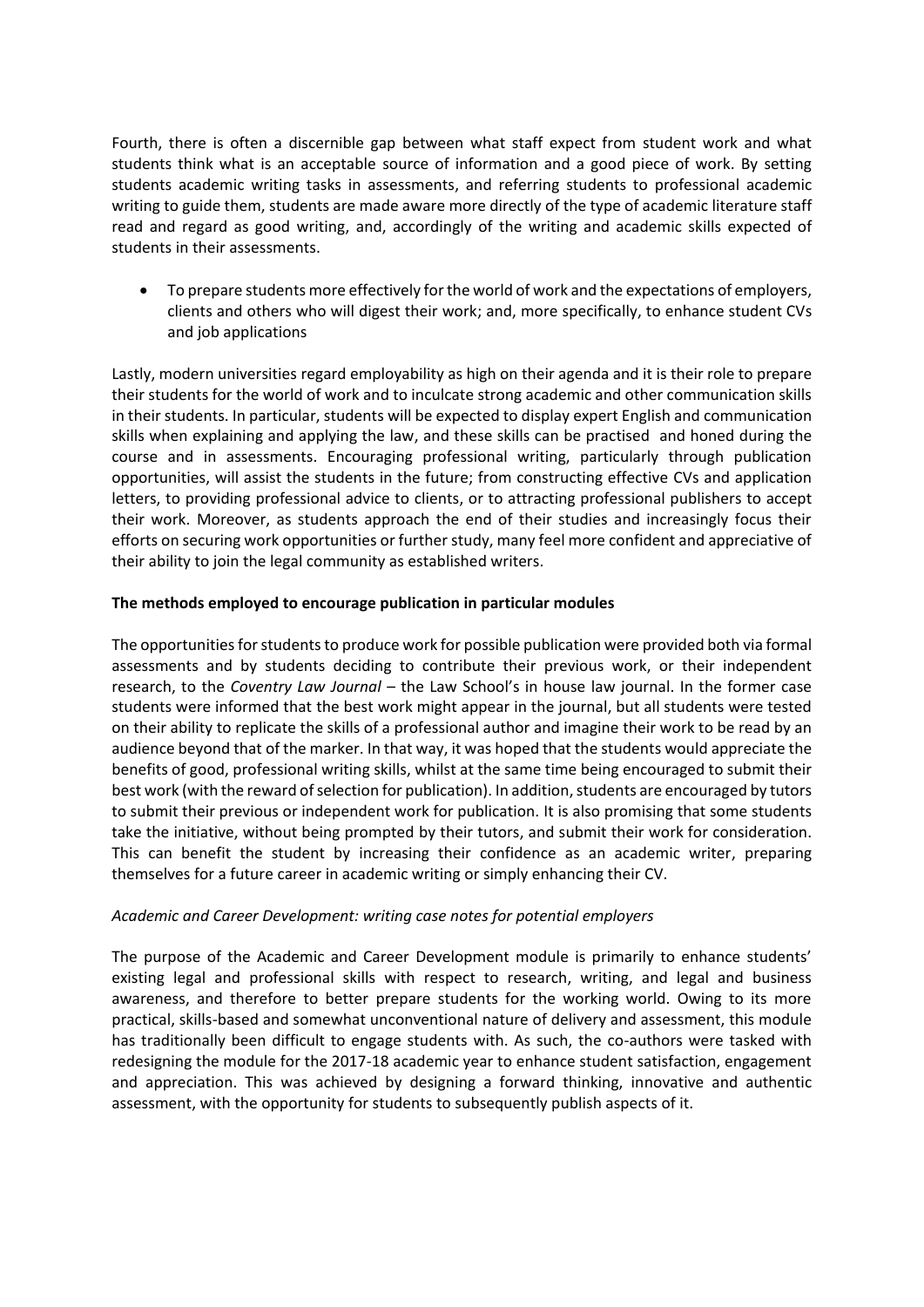Fourth, there is often a discernible gap between what staff expect from student work and what students think what is an acceptable source of information and a good piece of work. By setting students academic writing tasks in assessments, and referring students to professional academic writing to guide them, students are made aware more directly of the type of academic literature staff read and regard as good writing, and, accordingly of the writing and academic skills expected of students in their assessments.

- To prepare students more effectively for the world of work and the expectations of employers, clients and others who will digest their work; and, more specifically, to enhance student CVs and job applications

Lastly, modern universities regard employability as high on their agenda and it is their role to prepare their students for the world of work and to inculcate strong academic and other communication skills in their students. In particular, students will be expected to display expert English and communication skills when explaining and applying the law, and these skills can be practised and honed during the course and in assessments. Encouraging professional writing, particularly through publication opportunities, will assist the students in the future; from constructing effective CVs and application letters, to providing professional advice to clients, or to attracting professional publishers to accept their work. Moreover, as students approach the end of their studies and increasingly focus their efforts on securing work opportunities or further study, many feel more confident and appreciative of their ability to join the legal community as established writers.

**The methods employed to encourage publication in particular modules**

The opportunities for students to produce work for possible publication were provided both via formal assessments and by students deciding to contribute their previous work, or their independent research, to the *Coventry Law Journal* – the Law School's in house law journal. In the former case students were informed that the best work might appear in the journal, but all students were tested on their ability to replicate the skills of a professional author and imagine their work to be read by an audience beyond that of the marker. In that way, it was hoped that the students would appreciate the benefits of good, professional writing skills, whilst at the same time being encouraged to submit their best work (with the reward of selection for publication). In addition, students are encouraged by tutors to submit their previous or independent work for publication. It is also promising that some students take the initiative, without being prompted by their tutors, and submit their work for consideration. This can benefit the student by increasing their confidence as an academic writer, preparing themselves for a future career in academic writing or simply enhancing their CV.

*Academic and Career Development: writing case notes for potential employers*

The purpose of the Academic and Career Development module is primarily to enhance students' existing legal and professional skills with respect to research, writing, and legal and business awareness, and therefore to better prepare students for the working world. Owing to its more practical, skills-based and somewhat unconventional nature of delivery and assessment, this module has traditionally been difficult to engage students with. As such, the co-authors were tasked with redesigning the module for the 2017-18 academic year to enhance student satisfaction, engagement and appreciation. This was achieved by designing a forward thinking, innovative and authentic assessment, with the opportunity for students to subsequently publish aspects of it.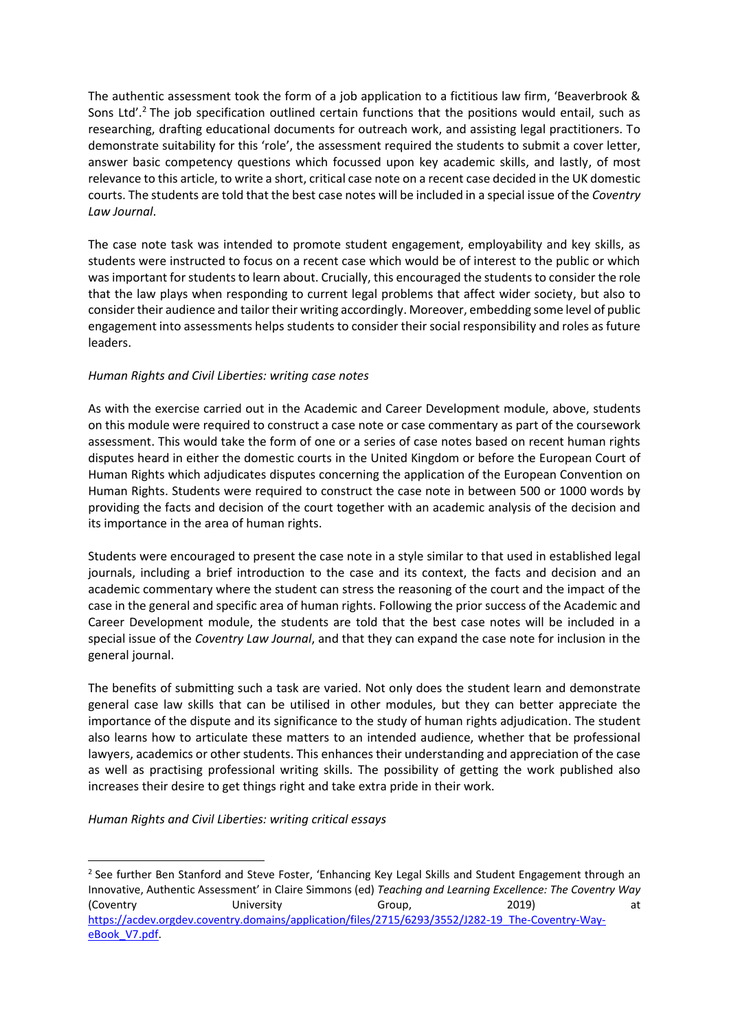The authentic assessment took the form of a job application to a fictitious law firm, 'Beaverbrook & Sons Ltd'.[2] The job specification outlined certain functions that the positions would entail, such as researching, drafting educational documents for outreach work, and assisting legal practitioners. To demonstrate suitability for this 'role', the assessment required the students to submit a cover letter, answer basic competency questions which focussed upon key academic skills, and lastly, of most relevance to this article, to write a short, critical case note on a recent case decided in the UK domestic courts. The students are told that the best case notes will be included in a special issue of the *Coventry Law Journal*.

The case note task was intended to promote student engagement, employability and key skills, as students were instructed to focus on a recent case which would be of interest to the public or which was important for students to learn about. Crucially, this encouraged the students to consider the role that the law plays when responding to current legal problems that affect wider society, but also to consider their audience and tailor their writing accordingly. Moreover, embedding some level of public engagement into assessments helps students to consider their social responsibility and roles as future leaders.

*Human Rights and Civil Liberties: writing case notes*

As with the exercise carried out in the Academic and Career Development module, above, students on this module were required to construct a case note or case commentary as part of the coursework assessment. This would take the form of one or a series of case notes based on recent human rights disputes heard in either the domestic courts in the United Kingdom or before the European Court of Human Rights which adjudicates disputes concerning the application of the European Convention on Human Rights. Students were required to construct the case note in between 500 or 1000 words by providing the facts and decision of the court together with an academic analysis of the decision and its importance in the area of human rights.

Students were encouraged to present the case note in a style similar to that used in established legal journals, including a brief introduction to the case and its context, the facts and decision and an academic commentary where the student can stress the reasoning of the court and the impact of the case in the general and specific area of human rights. Following the prior success of the Academic and Career Development module, the students are told that the best case notes will be included in a special issue of the *Coventry Law Journal*, and that they can expand the case note for inclusion in the general journal.

The benefits of submitting such a task are varied. Not only does the student learn and demonstrate general case law skills that can be utilised in other modules, but they can better appreciate the importance of the dispute and its significance to the study of human rights adjudication. The student also learns how to articulate these matters to an intended audience, whether that be professional lawyers, academics or other students. This enhances their understanding and appreciation of the case as well as practising professional writing skills. The possibility of getting the work published also increases their desire to get things right and take extra pride in their work.

*Human Rights and Civil Liberties: writing critical essays*

---

[2] See further Ben Stanford and Steve Foster, 'Enhancing Key Legal Skills and Student Engagement through an Innovative, Authentic Assessment' in Claire Simmons (ed) *Teaching and Learning Excellence: The Coventry Way* (Coventry University Group, 2019) at https://acdev.orgdev.coventry.domains/application/files/2715/6293/3552/J282-19_The-Coventry-Way-eBook_V7.pdf.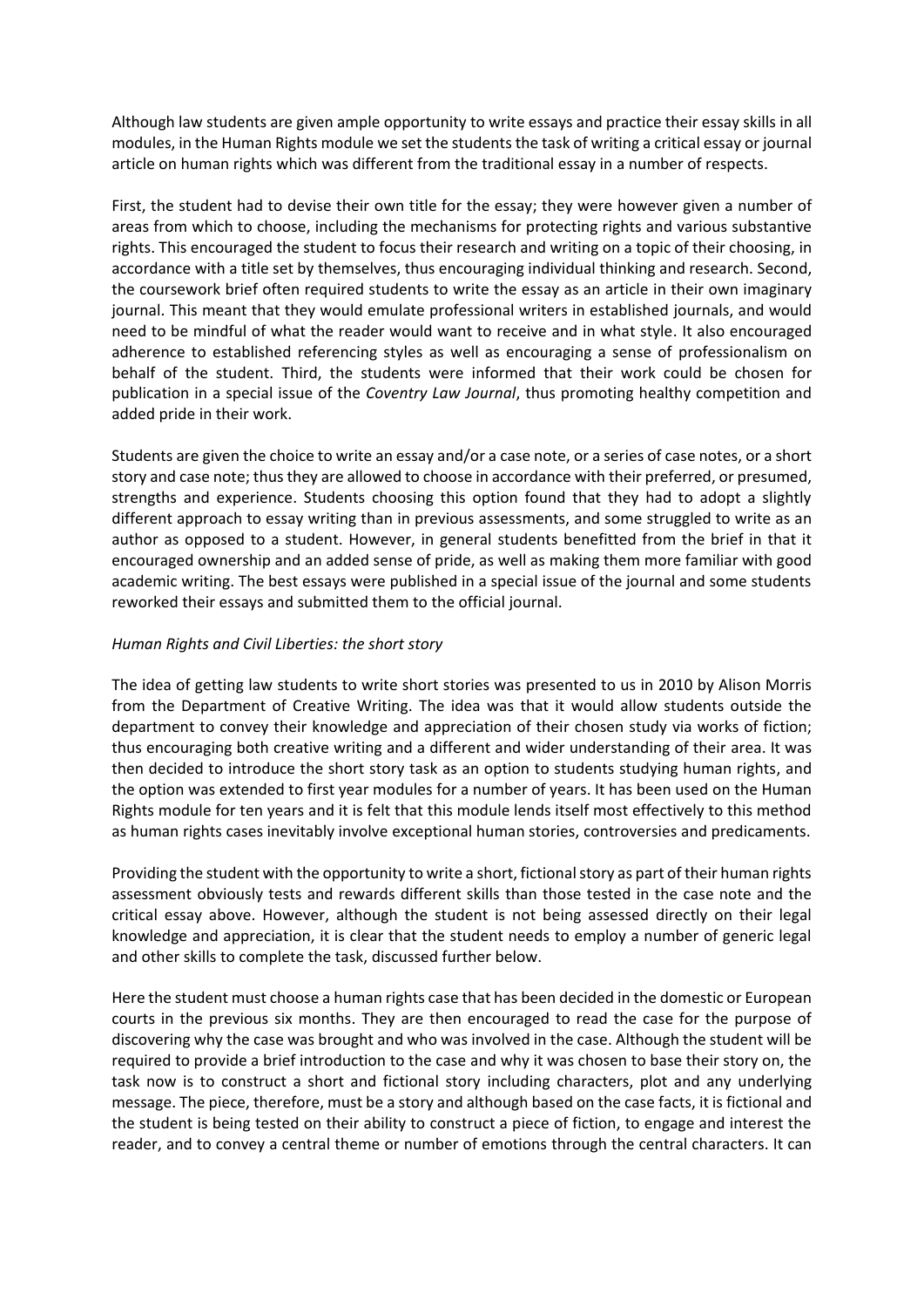Although law students are given ample opportunity to write essays and practice their essay skills in all modules, in the Human Rights module we set the students the task of writing a critical essay or journal article on human rights which was different from the traditional essay in a number of respects.

First, the student had to devise their own title for the essay; they were however given a number of areas from which to choose, including the mechanisms for protecting rights and various substantive rights. This encouraged the student to focus their research and writing on a topic of their choosing, in accordance with a title set by themselves, thus encouraging individual thinking and research. Second, the coursework brief often required students to write the essay as an article in their own imaginary journal. This meant that they would emulate professional writers in established journals, and would need to be mindful of what the reader would want to receive and in what style. It also encouraged adherence to established referencing styles as well as encouraging a sense of professionalism on behalf of the student. Third, the students were informed that their work could be chosen for publication in a special issue of the *Coventry Law Journal*, thus promoting healthy competition and added pride in their work.

Students are given the choice to write an essay and/or a case note, or a series of case notes, or a short story and case note; thus they are allowed to choose in accordance with their preferred, or presumed, strengths and experience. Students choosing this option found that they had to adopt a slightly different approach to essay writing than in previous assessments, and some struggled to write as an author as opposed to a student. However, in general students benefitted from the brief in that it encouraged ownership and an added sense of pride, as well as making them more familiar with good academic writing. The best essays were published in a special issue of the journal and some students reworked their essays and submitted them to the official journal.

*Human Rights and Civil Liberties: the short story*

The idea of getting law students to write short stories was presented to us in 2010 by Alison Morris from the Department of Creative Writing. The idea was that it would allow students outside the department to convey their knowledge and appreciation of their chosen study via works of fiction; thus encouraging both creative writing and a different and wider understanding of their area. It was then decided to introduce the short story task as an option to students studying human rights, and the option was extended to first year modules for a number of years. It has been used on the Human Rights module for ten years and it is felt that this module lends itself most effectively to this method as human rights cases inevitably involve exceptional human stories, controversies and predicaments.

Providing the student with the opportunity to write a short, fictional story as part of their human rights assessment obviously tests and rewards different skills than those tested in the case note and the critical essay above. However, although the student is not being assessed directly on their legal knowledge and appreciation, it is clear that the student needs to employ a number of generic legal and other skills to complete the task, discussed further below.

Here the student must choose a human rights case that has been decided in the domestic or European courts in the previous six months. They are then encouraged to read the case for the purpose of discovering why the case was brought and who was involved in the case. Although the student will be required to provide a brief introduction to the case and why it was chosen to base their story on, the task now is to construct a short and fictional story including characters, plot and any underlying message. The piece, therefore, must be a story and although based on the case facts, it is fictional and the student is being tested on their ability to construct a piece of fiction, to engage and interest the reader, and to convey a central theme or number of emotions through the central characters. It can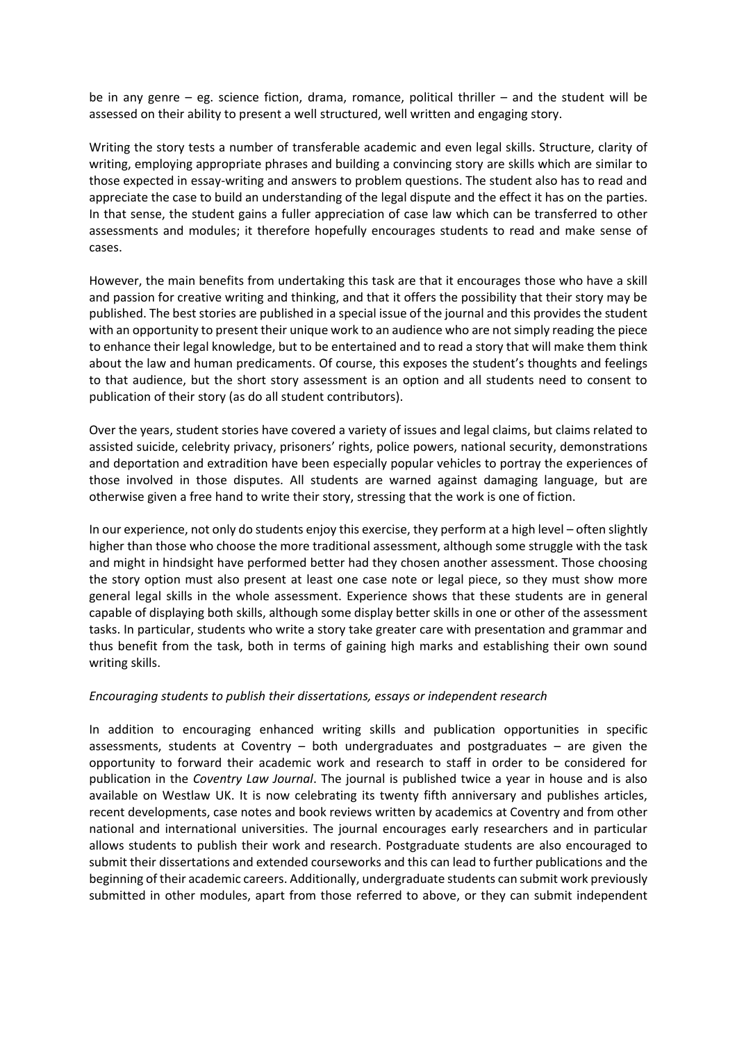be in any genre – eg. science fiction, drama, romance, political thriller – and the student will be assessed on their ability to present a well structured, well written and engaging story.

Writing the story tests a number of transferable academic and even legal skills. Structure, clarity of writing, employing appropriate phrases and building a convincing story are skills which are similar to those expected in essay-writing and answers to problem questions. The student also has to read and appreciate the case to build an understanding of the legal dispute and the effect it has on the parties. In that sense, the student gains a fuller appreciation of case law which can be transferred to other assessments and modules; it therefore hopefully encourages students to read and make sense of cases.

However, the main benefits from undertaking this task are that it encourages those who have a skill and passion for creative writing and thinking, and that it offers the possibility that their story may be published. The best stories are published in a special issue of the journal and this provides the student with an opportunity to present their unique work to an audience who are not simply reading the piece to enhance their legal knowledge, but to be entertained and to read a story that will make them think about the law and human predicaments. Of course, this exposes the student's thoughts and feelings to that audience, but the short story assessment is an option and all students need to consent to publication of their story (as do all student contributors).

Over the years, student stories have covered a variety of issues and legal claims, but claims related to assisted suicide, celebrity privacy, prisoners' rights, police powers, national security, demonstrations and deportation and extradition have been especially popular vehicles to portray the experiences of those involved in those disputes. All students are warned against damaging language, but are otherwise given a free hand to write their story, stressing that the work is one of fiction.

In our experience, not only do students enjoy this exercise, they perform at a high level – often slightly higher than those who choose the more traditional assessment, although some struggle with the task and might in hindsight have performed better had they chosen another assessment. Those choosing the story option must also present at least one case note or legal piece, so they must show more general legal skills in the whole assessment. Experience shows that these students are in general capable of displaying both skills, although some display better skills in one or other of the assessment tasks. In particular, students who write a story take greater care with presentation and grammar and thus benefit from the task, both in terms of gaining high marks and establishing their own sound writing skills.

*Encouraging students to publish their dissertations, essays or independent research*

In addition to encouraging enhanced writing skills and publication opportunities in specific assessments, students at Coventry – both undergraduates and postgraduates – are given the opportunity to forward their academic work and research to staff in order to be considered for publication in the *Coventry Law Journal*. The journal is published twice a year in house and is also available on Westlaw UK. It is now celebrating its twenty fifth anniversary and publishes articles, recent developments, case notes and book reviews written by academics at Coventry and from other national and international universities. The journal encourages early researchers and in particular allows students to publish their work and research. Postgraduate students are also encouraged to submit their dissertations and extended courseworks and this can lead to further publications and the beginning of their academic careers. Additionally, undergraduate students can submit work previously submitted in other modules, apart from those referred to above, or they can submit independent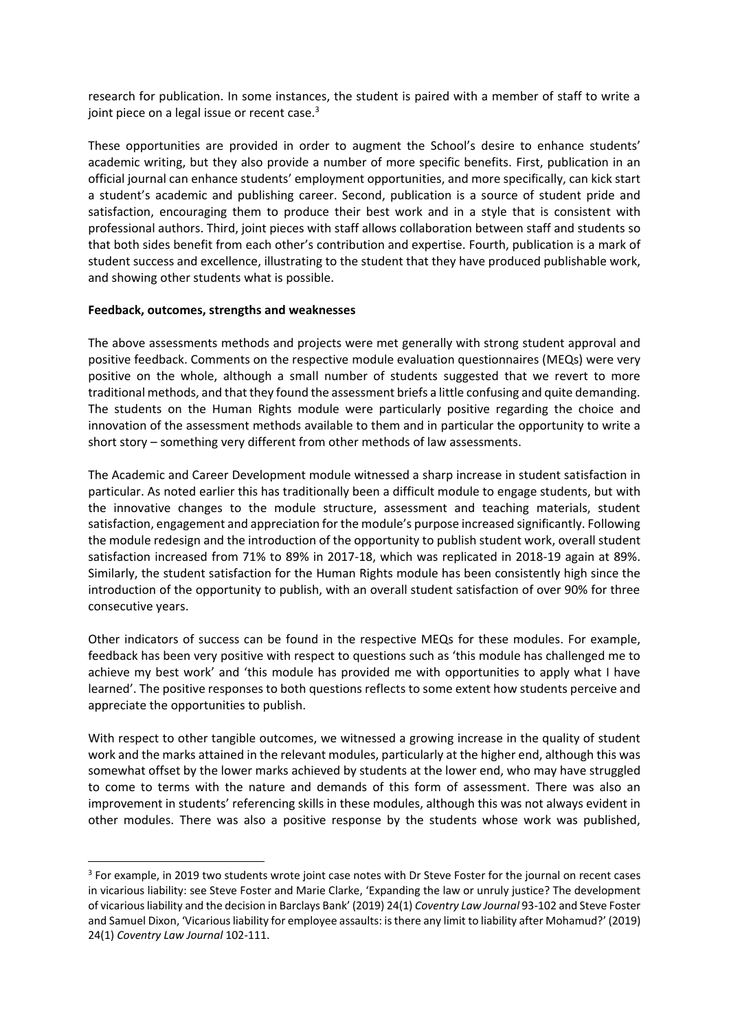research for publication. In some instances, the student is paired with a member of staff to write a joint piece on a legal issue or recent case.[3]

These opportunities are provided in order to augment the School's desire to enhance students' academic writing, but they also provide a number of more specific benefits. First, publication in an official journal can enhance students' employment opportunities, and more specifically, can kick start a student's academic and publishing career. Second, publication is a source of student pride and satisfaction, encouraging them to produce their best work and in a style that is consistent with professional authors. Third, joint pieces with staff allows collaboration between staff and students so that both sides benefit from each other's contribution and expertise. Fourth, publication is a mark of student success and excellence, illustrating to the student that they have produced publishable work, and showing other students what is possible.

**Feedback, outcomes, strengths and weaknesses**

The above assessments methods and projects were met generally with strong student approval and positive feedback. Comments on the respective module evaluation questionnaires (MEQs) were very positive on the whole, although a small number of students suggested that we revert to more traditional methods, and that they found the assessment briefs a little confusing and quite demanding. The students on the Human Rights module were particularly positive regarding the choice and innovation of the assessment methods available to them and in particular the opportunity to write a short story – something very different from other methods of law assessments.

The Academic and Career Development module witnessed a sharp increase in student satisfaction in particular. As noted earlier this has traditionally been a difficult module to engage students, but with the innovative changes to the module structure, assessment and teaching materials, student satisfaction, engagement and appreciation for the module's purpose increased significantly. Following the module redesign and the introduction of the opportunity to publish student work, overall student satisfaction increased from 71% to 89% in 2017-18, which was replicated in 2018-19 again at 89%. Similarly, the student satisfaction for the Human Rights module has been consistently high since the introduction of the opportunity to publish, with an overall student satisfaction of over 90% for three consecutive years.

Other indicators of success can be found in the respective MEQs for these modules. For example, feedback has been very positive with respect to questions such as 'this module has challenged me to achieve my best work' and 'this module has provided me with opportunities to apply what I have learned'. The positive responses to both questions reflects to some extent how students perceive and appreciate the opportunities to publish.

With respect to other tangible outcomes, we witnessed a growing increase in the quality of student work and the marks attained in the relevant modules, particularly at the higher end, although this was somewhat offset by the lower marks achieved by students at the lower end, who may have struggled to come to terms with the nature and demands of this form of assessment. There was also an improvement in students' referencing skills in these modules, although this was not always evident in other modules. There was also a positive response by the students whose work was published,

[3] For example, in 2019 two students wrote joint case notes with Dr Steve Foster for the journal on recent cases in vicarious liability: see Steve Foster and Marie Clarke, 'Expanding the law or unruly justice? The development of vicarious liability and the decision in Barclays Bank' (2019) 24(1) *Coventry Law Journal* 93-102 and Steve Foster and Samuel Dixon, 'Vicarious liability for employee assaults: is there any limit to liability after Mohamud?' (2019) 24(1) *Coventry Law Journal* 102-111.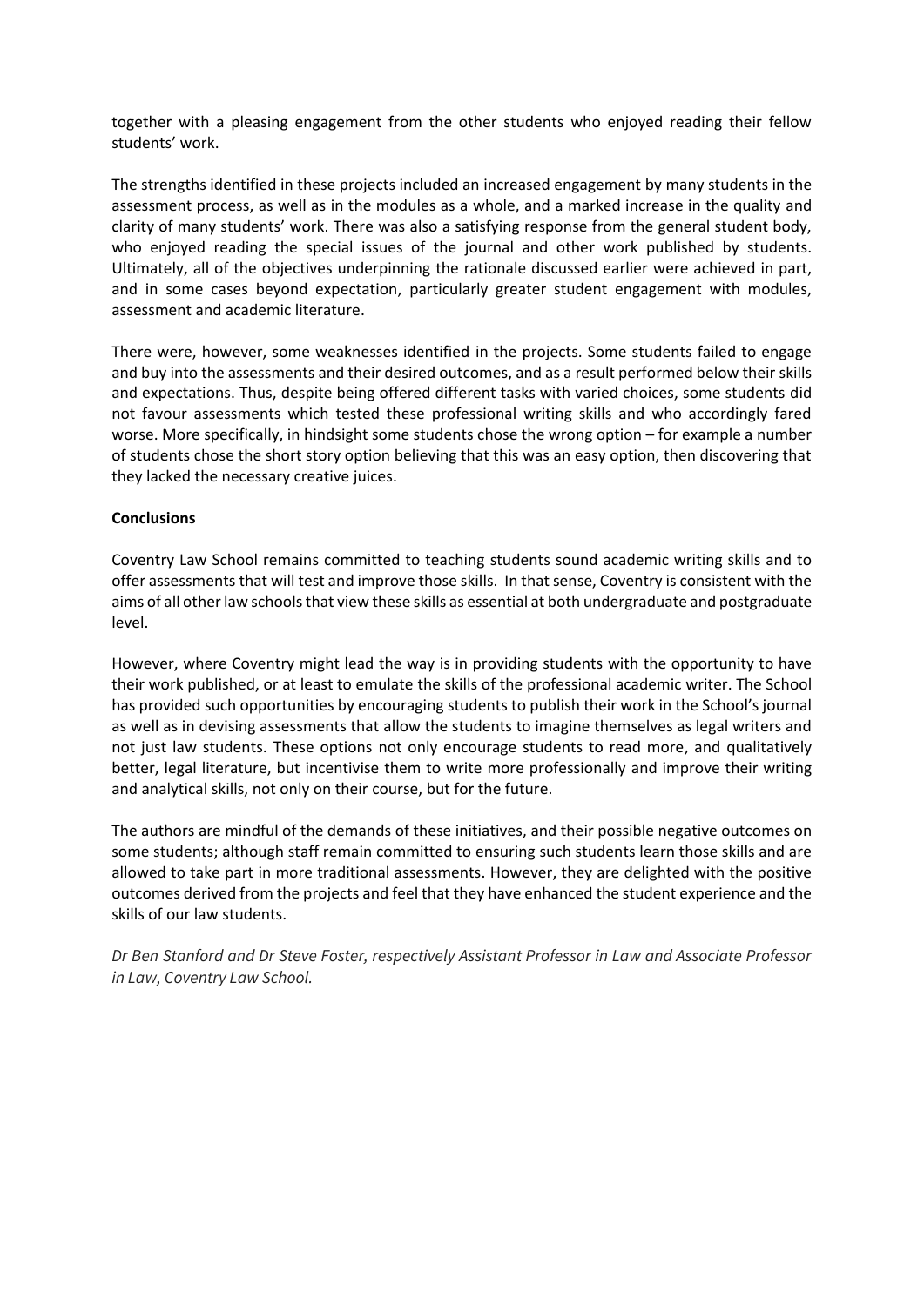together with a pleasing engagement from the other students who enjoyed reading their fellow students' work.

The strengths identified in these projects included an increased engagement by many students in the assessment process, as well as in the modules as a whole, and a marked increase in the quality and clarity of many students' work. There was also a satisfying response from the general student body, who enjoyed reading the special issues of the journal and other work published by students. Ultimately, all of the objectives underpinning the rationale discussed earlier were achieved in part, and in some cases beyond expectation, particularly greater student engagement with modules, assessment and academic literature.

There were, however, some weaknesses identified in the projects. Some students failed to engage and buy into the assessments and their desired outcomes, and as a result performed below their skills and expectations. Thus, despite being offered different tasks with varied choices, some students did not favour assessments which tested these professional writing skills and who accordingly fared worse. More specifically, in hindsight some students chose the wrong option – for example a number of students chose the short story option believing that this was an easy option, then discovering that they lacked the necessary creative juices.

**Conclusions**

Coventry Law School remains committed to teaching students sound academic writing skills and to offer assessments that will test and improve those skills. In that sense, Coventry is consistent with the aims of all other law schools that view these skills as essential at both undergraduate and postgraduate level.

However, where Coventry might lead the way is in providing students with the opportunity to have their work published, or at least to emulate the skills of the professional academic writer. The School has provided such opportunities by encouraging students to publish their work in the School's journal as well as in devising assessments that allow the students to imagine themselves as legal writers and not just law students. These options not only encourage students to read more, and qualitatively better, legal literature, but incentivise them to write more professionally and improve their writing and analytical skills, not only on their course, but for the future.

The authors are mindful of the demands of these initiatives, and their possible negative outcomes on some students; although staff remain committed to ensuring such students learn those skills and are allowed to take part in more traditional assessments. However, they are delighted with the positive outcomes derived from the projects and feel that they have enhanced the student experience and the skills of our law students.

*Dr Ben Stanford and Dr Steve Foster, respectively Assistant Professor in Law and Associate Professor in Law, Coventry Law School.*